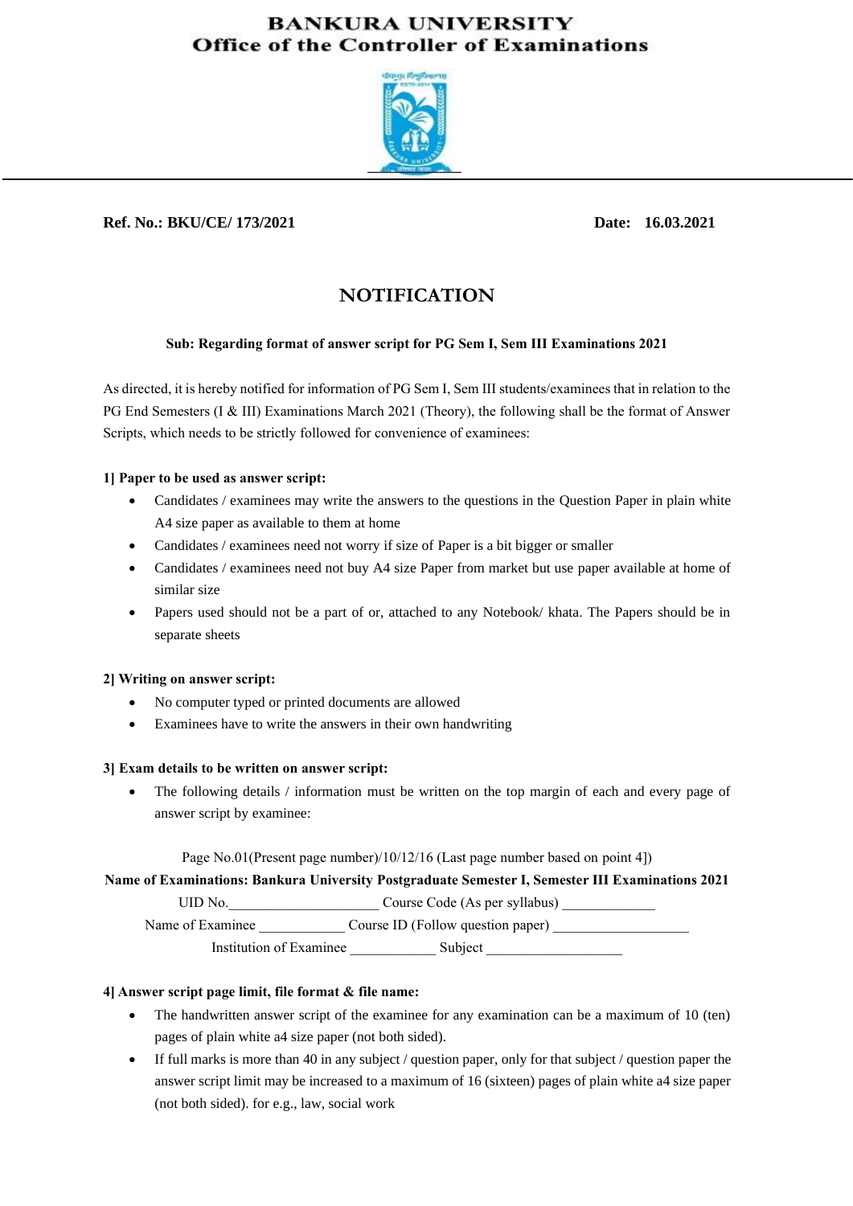# BANKURA UNIVERSITY
## Office of the Controller of Examinations

**Ref. No.: BKU/CE/ 173/2021** **Date: 16.03.2021**

## NOTIFICATION

**Sub: Regarding format of answer script for PG Sem I, Sem III Examinations 2021**

As directed, it is hereby notified for information of PG Sem I, Sem III students/examinees that in relation to the PG End Semesters (I & III) Examinations March 2021 (Theory), the following shall be the format of Answer Scripts, which needs to be strictly followed for convenience of examinees:

**1] Paper to be used as answer script:**

- Candidates / examinees may write the answers to the questions in the Question Paper in plain white A4 size paper as available to them at home
- Candidates / examinees need not worry if size of Paper is a bit bigger or smaller
- Candidates / examinees need not buy A4 size Paper from market but use paper available at home of similar size
- Papers used should not be a part of or, attached to any Notebook/ khata. The Papers should be in separate sheets

**2] Writing on answer script:**

- No computer typed or printed documents are allowed
- Examinees have to write the answers in their own handwriting

**3] Exam details to be written on answer script:**

- The following details / information must be written on the top margin of each and every page of answer script by examinee:

Page No.01(Present page number)/10/12/16 (Last page number based on point 4])

**Name of Examinations: Bankura University Postgraduate Semester I, Semester III Examinations 2021**

UID No.____________________ Course Code (As per syllabus) _____________

Name of Examinee ____________ Course ID (Follow question paper) ___________________

Institution of Examinee ____________ Subject ___________________

**4] Answer script page limit, file format & file name:**

- The handwritten answer script of the examinee for any examination can be a maximum of 10 (ten) pages of plain white a4 size paper (not both sided).
- If full marks is more than 40 in any subject / question paper, only for that subject / question paper the answer script limit may be increased to a maximum of 16 (sixteen) pages of plain white a4 size paper (not both sided). for e.g., law, social work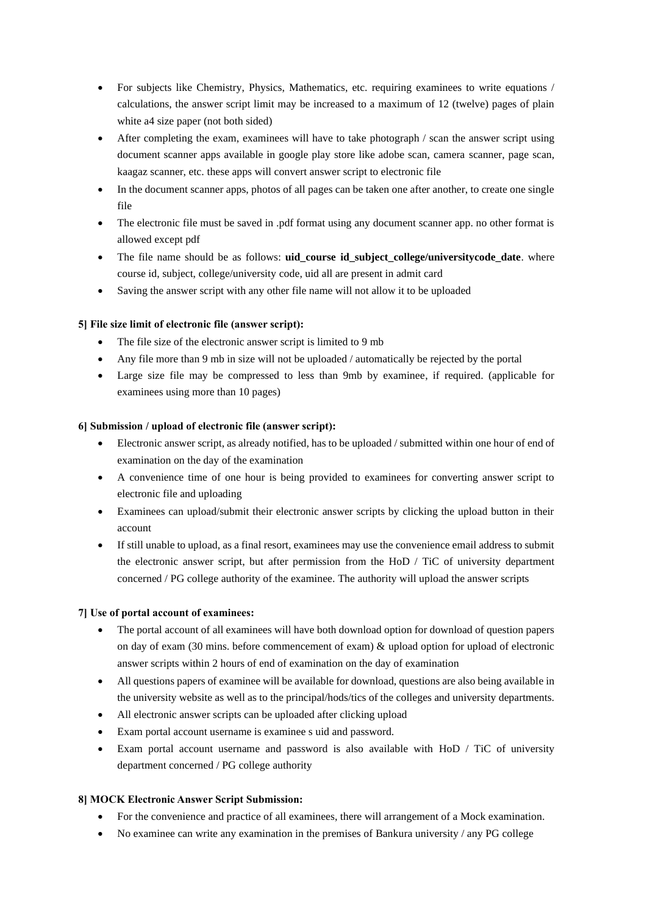- For subjects like Chemistry, Physics, Mathematics, etc. requiring examinees to write equations / calculations, the answer script limit may be increased to a maximum of 12 (twelve) pages of plain white a4 size paper (not both sided)
- After completing the exam, examinees will have to take photograph / scan the answer script using document scanner apps available in google play store like adobe scan, camera scanner, page scan, kaagaz scanner, etc. these apps will convert answer script to electronic file
- In the document scanner apps, photos of all pages can be taken one after another, to create one single file
- The electronic file must be saved in .pdf format using any document scanner app. no other format is allowed except pdf
- The file name should be as follows: **uid_course id_subject_college/universitycode_date**. where course id, subject, college/university code, uid all are present in admit card
- Saving the answer script with any other file name will not allow it to be uploaded

**5] File size limit of electronic file (answer script):**

- The file size of the electronic answer script is limited to 9 mb
- Any file more than 9 mb in size will not be uploaded / automatically be rejected by the portal
- Large size file may be compressed to less than 9mb by examinee, if required. (applicable for examinees using more than 10 pages)

**6] Submission / upload of electronic file (answer script):**

- Electronic answer script, as already notified, has to be uploaded / submitted within one hour of end of examination on the day of the examination
- A convenience time of one hour is being provided to examinees for converting answer script to electronic file and uploading
- Examinees can upload/submit their electronic answer scripts by clicking the upload button in their account
- If still unable to upload, as a final resort, examinees may use the convenience email address to submit the electronic answer script, but after permission from the HoD / TiC of university department concerned / PG college authority of the examinee. The authority will upload the answer scripts

**7] Use of portal account of examinees:**

- The portal account of all examinees will have both download option for download of question papers on day of exam (30 mins. before commencement of exam) & upload option for upload of electronic answer scripts within 2 hours of end of examination on the day of examination
- All questions papers of examinee will be available for download, questions are also being available in the university website as well as to the principal/hods/tics of the colleges and university departments.
- All electronic answer scripts can be uploaded after clicking upload
- Exam portal account username is examinee s uid and password.
- Exam portal account username and password is also available with HoD / TiC of university department concerned / PG college authority

**8] MOCK Electronic Answer Script Submission:**

- For the convenience and practice of all examinees, there will arrangement of a Mock examination.
- No examinee can write any examination in the premises of Bankura university / any PG college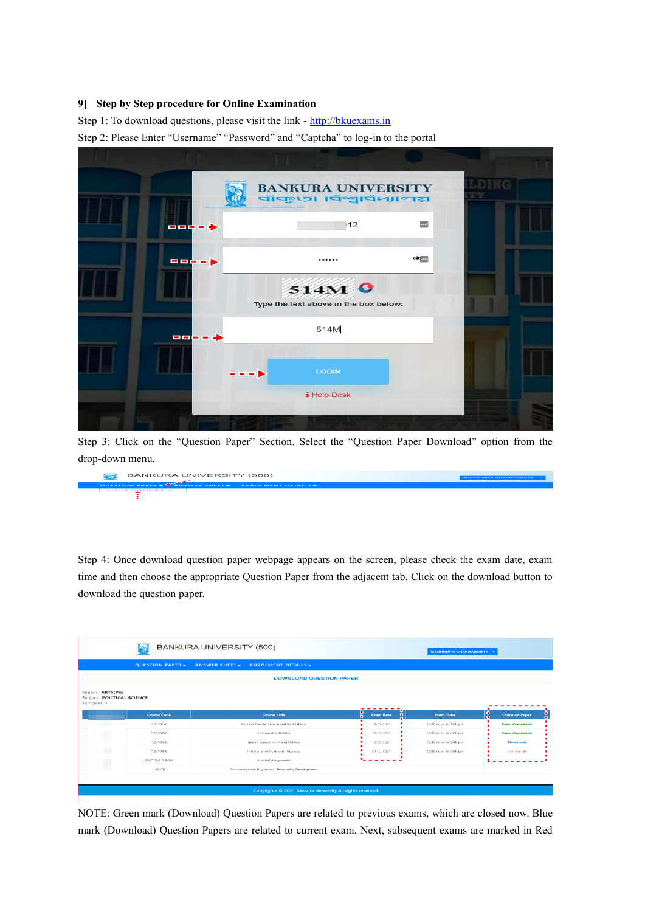## 9] Step by Step procedure for Online Examination

Step 1: To download questions, please visit the link - [http://bkuexams.in](http://bkuexams.in)

Step 2: Please Enter "Username" "Password" and "Captcha" to log-in to the portal

Step 3: Click on the "Question Paper" Section. Select the "Question Paper Download" option from the drop-down menu.

Step 4: Once download question paper webpage appears on the screen, please check the exam date, exam time and then choose the appropriate Question Paper from the adjacent tab. Click on the download button to download the question paper.

NOTE: Green mark (Download) Question Papers are related to previous exams, which are closed now. Blue mark (Download) Question Papers are related to current exam. Next, subsequent exams are marked in Red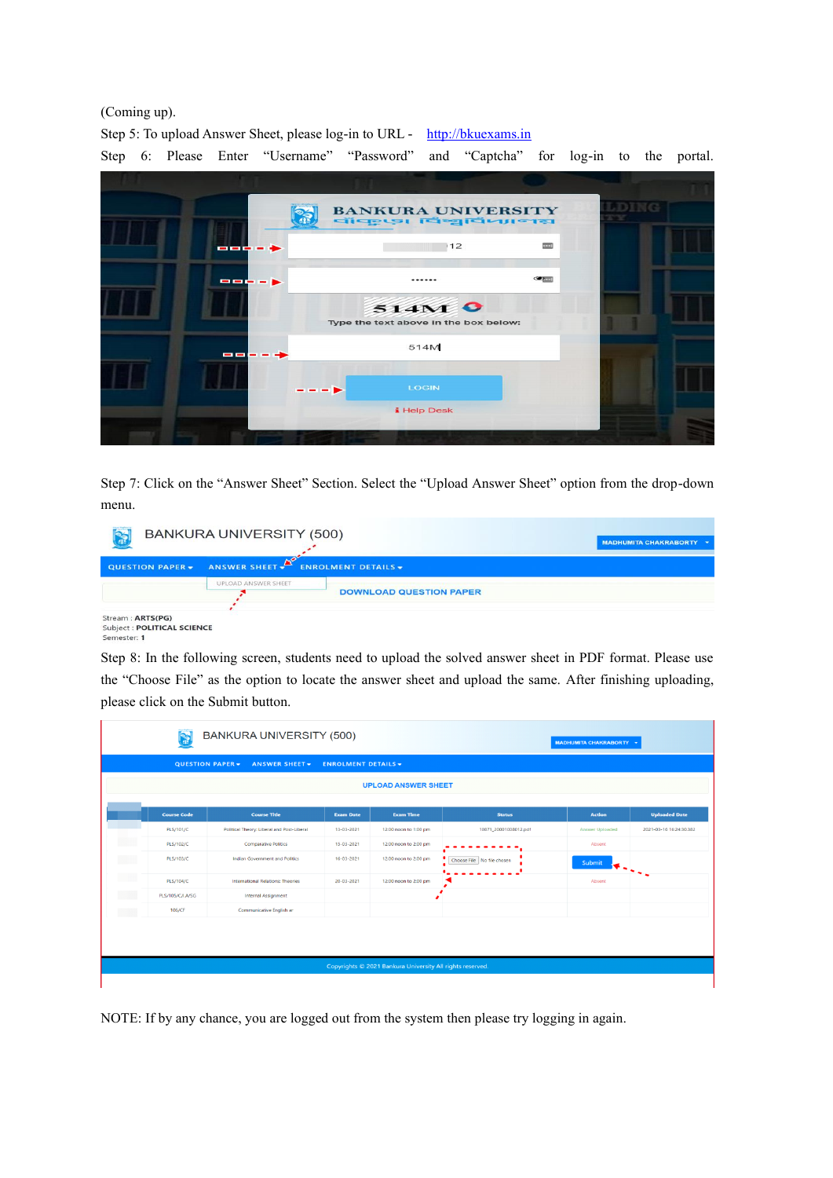(Coming up).

Step 5: To upload Answer Sheet, please log-in to URL - [http://bkuexams.in](http://bkuexams.in)

Step 6: Please Enter "Username" "Password" and "Captcha" for log-in to the portal.

Step 7: Click on the "Answer Sheet" Section. Select the "Upload Answer Sheet" option from the drop-down menu.

Step 8: In the following screen, students need to upload the solved answer sheet in PDF format. Please use the "Choose File" as the option to locate the answer sheet and upload the same. After finishing uploading, please click on the Submit button.

NOTE: If by any chance, you are logged out from the system then please try logging in again.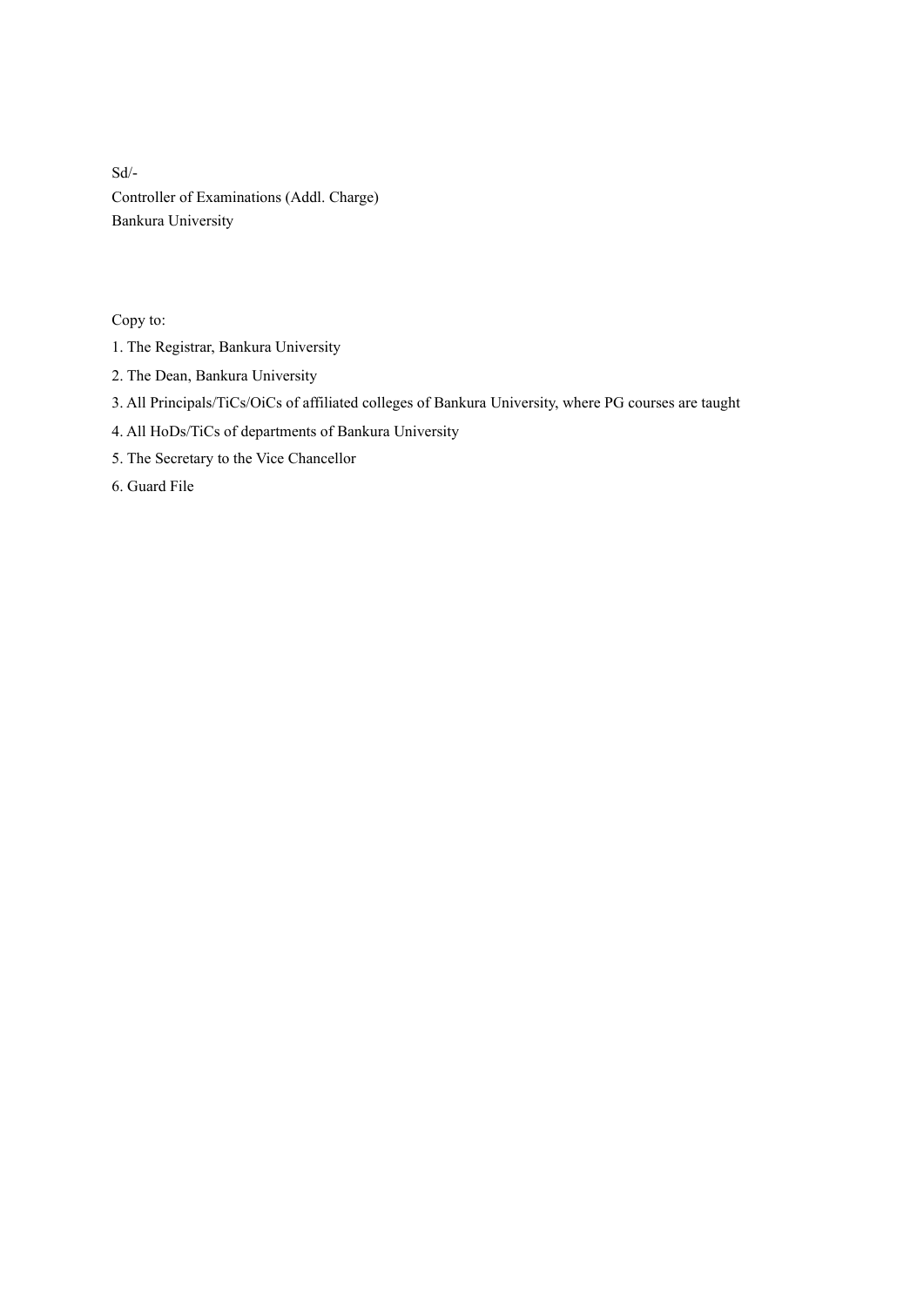Sd/-
Controller of Examinations (Addl. Charge)
Bankura University

Copy to:

1. The Registrar, Bankura University
2. The Dean, Bankura University
3. All Principals/TiCs/OiCs of affiliated colleges of Bankura University, where PG courses are taught
4. All HoDs/TiCs of departments of Bankura University
5. The Secretary to the Vice Chancellor
6. Guard File